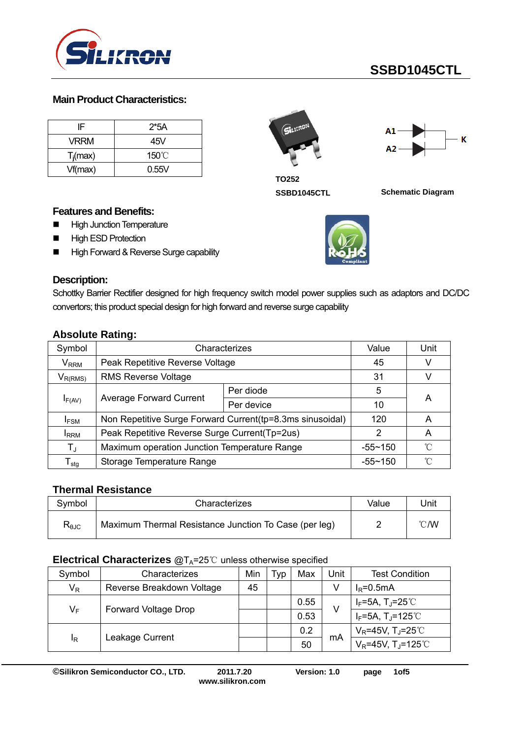# SSBD1045CTL

## Main Product Characteristics:

| IF | 2*5A |
|---|---|
| VRRM | 45V |
| $T_j$(max) | 150℃ |
| Vf(max) | 0.55V |

TO252

SSBD1045CTL

A1 A2 K

Schematic Diagram

## Features and Benefits:

- High Junction Temperature
- High ESD Protection
- High Forward & Reverse Surge capability

## Description:

Schottky Barrier Rectifier designed for high frequency switch model power supplies such as adaptors and DC/DC convertors; this product special design for high forward and reverse surge capability

## Absolute Rating:

| Symbol | Characterizes | | Value | Unit |
|---|---|---|---|---|
| $V_{RRM}$ | Peak Repetitive Reverse Voltage | | 45 | V |
| $V_{R(RMS)}$ | RMS Reverse Voltage | | 31 | V |
| $I_{F(AV)}$ | Average Forward Current | Per diode | 5 | A |
| | | Per device | 10 | |
| $I_{FSM}$ | Non Repetitive Surge Forward Current(tp=8.3ms sinusoidal) | | 120 | A |
| $I_{RRM}$ | Peak Repetitive Reverse Surge Current(Tp=2us) | | 2 | A |
| $T_J$ | Maximum operation Junction Temperature Range | | -55~150 | ℃ |
| $T_{stg}$ | Storage Temperature Range | | -55~150 | ℃ |

## Thermal Resistance

| Symbol | Characterizes | Value | Unit |
|---|---|---|---|
| $R_{\theta JC}$ | Maximum Thermal Resistance Junction To Case (per leg) | 2 | ℃/W |

## Electrical Characterizes @$T_A$=25℃ unless otherwise specified

| Symbol | Characterizes | Min | Typ | Max | Unit | Test Condition |
|---|---|---|---|---|---|---|
| $V_R$ | Reverse Breakdown Voltage | 45 | | | V | $I_R$=0.5mA |
| $V_F$ | Forward Voltage Drop | | | 0.55 | V | $I_F$=5A, $T_J$=25℃ |
| | | | | 0.53 | | $I_F$=5A, $T_J$=125℃ |
| $I_R$ | Leakage Current | | | 0.2 | mA | $V_R$=45V, $T_J$=25℃ |
| | | | | 50 | | $V_R$=45V, $T_J$=125℃ |

©Silikron Semiconductor CO., LTD. 2011.7.20 Version: 1.0 www.silikron.com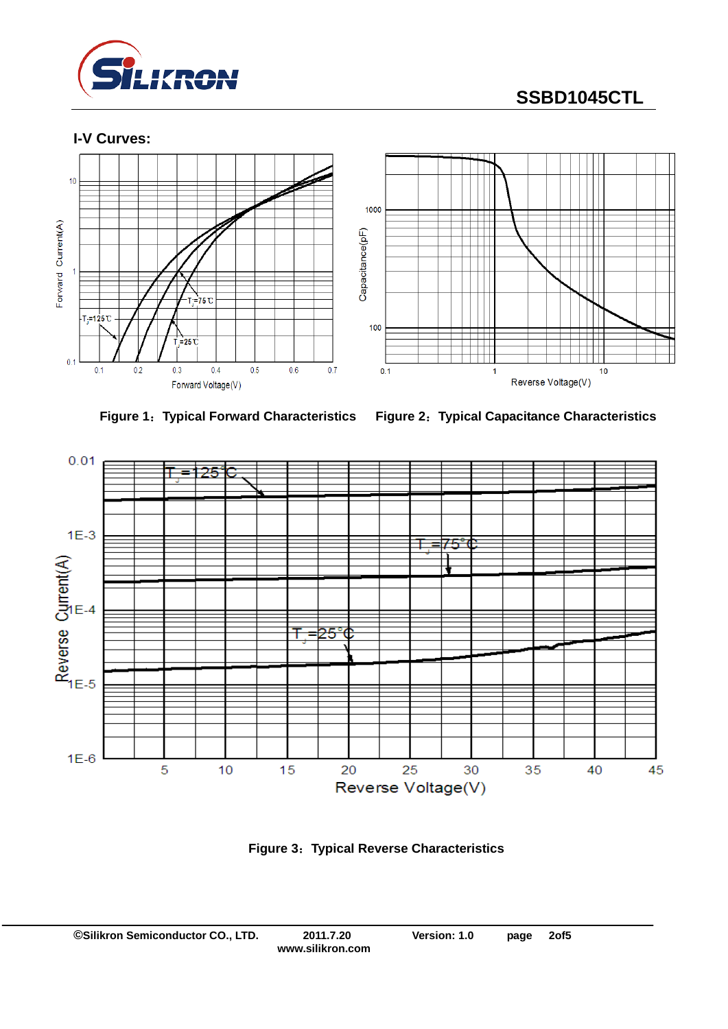## I-V Curves:

Figure 1：Typical Forward Characteristics

Figure 2：Typical Capacitance Characteristics

Figure 3：Typical Reverse Characteristics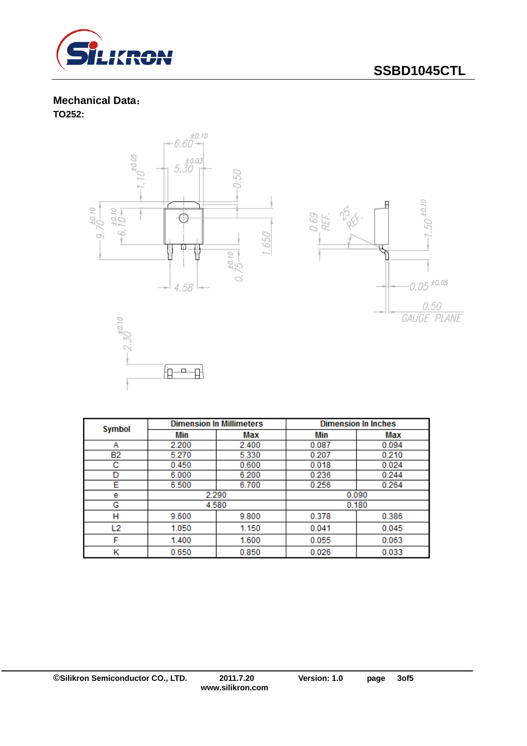**Mechanical Data：**

**TO252:**

| Symbol | Dimension In Millimeters | | Dimension In Inches | |
|---|---|---|---|---|
| | Min | Max | Min | Max |
| A | 2.200 | 2.400 | 0.087 | 0.094 |
| B2 | 5.270 | 5.330 | 0.207 | 0.210 |
| C | 0.450 | 0.600 | 0.018 | 0.024 |
| D | 6.000 | 6.200 | 0.236 | 0.244 |
| E | 6.500 | 6.700 | 0.256 | 0.264 |
| e | 2.290 | | 0.090 | |
| G | 4.580 | | 0.180 | |
| H | 9.600 | 9.800 | 0.378 | 0.386 |
| L2 | 1.050 | 1.150 | 0.041 | 0.045 |
| F | 1.400 | 1.600 | 0.055 | 0.063 |
| K | 0.650 | 0.850 | 0.026 | 0.033 |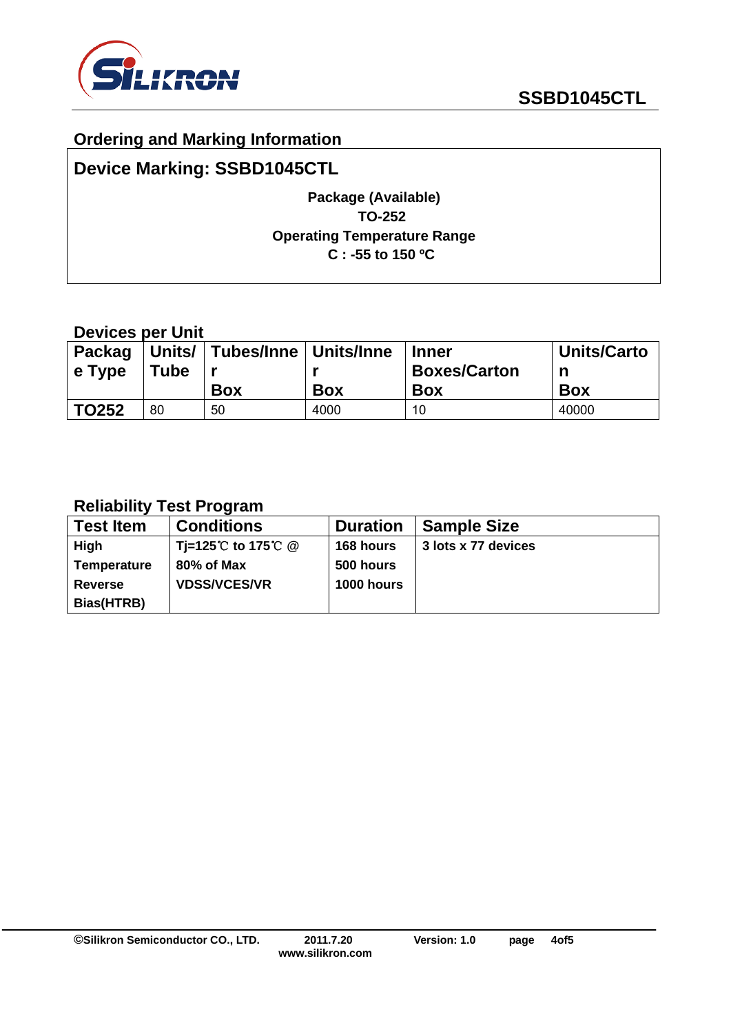## Ordering and Marking Information

**Device Marking: SSBD1045CTL**

**Package (Available)**
**TO-252**
**Operating Temperature Range**
**C : -55 to 150 ºC**

### Devices per Unit

| Package Type | Units/ Tube | Tubes/Inner Box | Units/Inner Box | Inner Boxes/Carton Box | Units/Carton Box |
|---|---|---|---|---|---|
| **TO252** | 80 | 50 | 4000 | 10 | 40000 |

### Reliability Test Program

| Test Item | Conditions | Duration | Sample Size |
|---|---|---|---|
| **High Temperature Reverse Bias(HTRB)** | **Tj=125℃ to 175℃ @ 80% of Max VDSS/VCES/VR** | **168 hours 500 hours 1000 hours** | **3 lots x 77 devices** |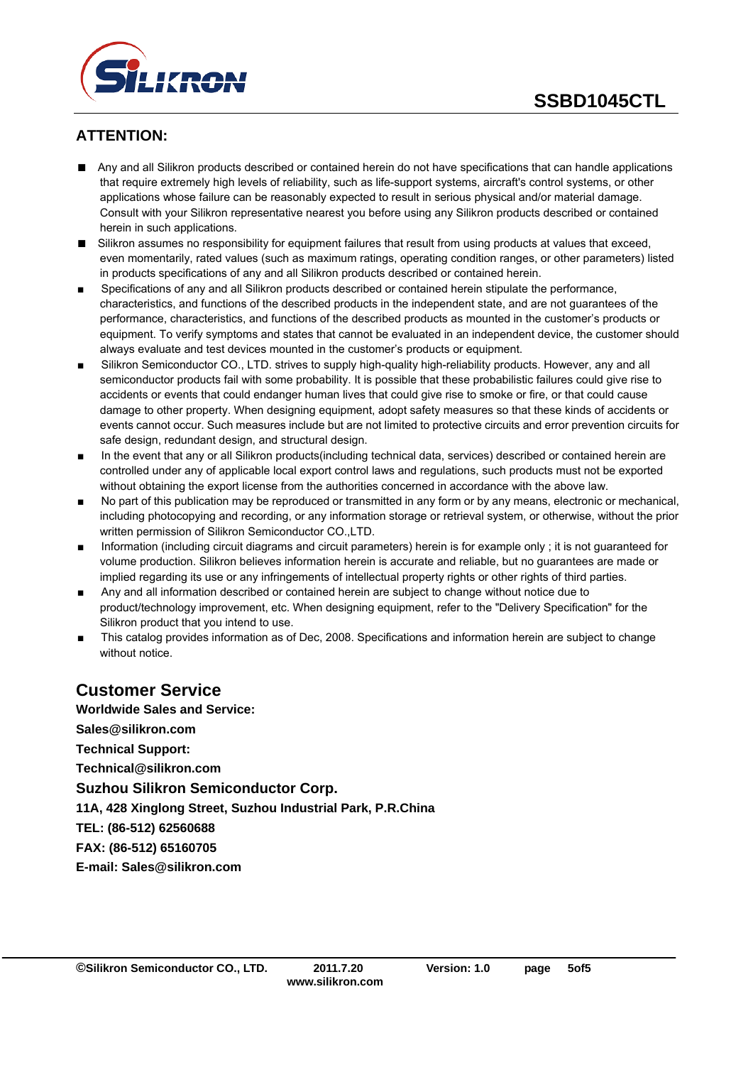## ATTENTION:

- Any and all Silikron products described or contained herein do not have specifications that can handle applications that require extremely high levels of reliability, such as life-support systems, aircraft's control systems, or other applications whose failure can be reasonably expected to result in serious physical and/or material damage. Consult with your Silikron representative nearest you before using any Silikron products described or contained herein in such applications.
- Silikron assumes no responsibility for equipment failures that result from using products at values that exceed, even momentarily, rated values (such as maximum ratings, operating condition ranges, or other parameters) listed in products specifications of any and all Silikron products described or contained herein.
- Specifications of any and all Silikron products described or contained herein stipulate the performance, characteristics, and functions of the described products in the independent state, and are not guarantees of the performance, characteristics, and functions of the described products as mounted in the customer's products or equipment. To verify symptoms and states that cannot be evaluated in an independent device, the customer should always evaluate and test devices mounted in the customer's products or equipment.
- Silikron Semiconductor CO., LTD. strives to supply high-quality high-reliability products. However, any and all semiconductor products fail with some probability. It is possible that these probabilistic failures could give rise to accidents or events that could endanger human lives that could give rise to smoke or fire, or that could cause damage to other property. When designing equipment, adopt safety measures so that these kinds of accidents or events cannot occur. Such measures include but are not limited to protective circuits and error prevention circuits for safe design, redundant design, and structural design.
- In the event that any or all Silikron products(including technical data, services) described or contained herein are controlled under any of applicable local export control laws and regulations, such products must not be exported without obtaining the export license from the authorities concerned in accordance with the above law.
- No part of this publication may be reproduced or transmitted in any form or by any means, electronic or mechanical, including photocopying and recording, or any information storage or retrieval system, or otherwise, without the prior written permission of Silikron Semiconductor CO.,LTD.
- Information (including circuit diagrams and circuit parameters) herein is for example only ; it is not guaranteed for volume production. Silikron believes information herein is accurate and reliable, but no guarantees are made or implied regarding its use or any infringements of intellectual property rights or other rights of third parties.
- Any and all information described or contained herein are subject to change without notice due to product/technology improvement, etc. When designing equipment, refer to the "Delivery Specification" for the Silikron product that you intend to use.
- This catalog provides information as of Dec, 2008. Specifications and information herein are subject to change without notice.

## Customer Service

**Worldwide Sales and Service:**

**Sales@silikron.com**

**Technical Support:**

**Technical@silikron.com**

### Suzhou Silikron Semiconductor Corp.

**11A, 428 Xinglong Street, Suzhou Industrial Park, P.R.China**

**TEL: (86-512) 62560688**

**FAX: (86-512) 65160705**

**E-mail: Sales@silikron.com**